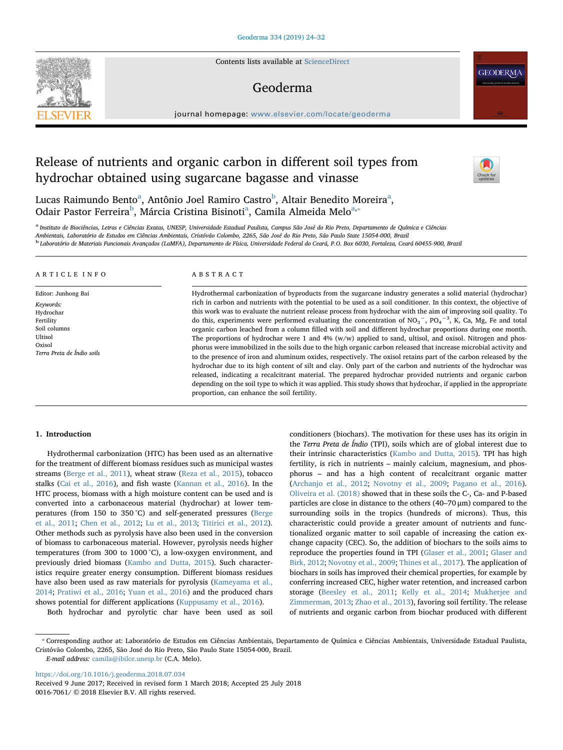# Release of nutrients and organic carbon in different soil types from hydrochar obtained using sugarcane bagasse and vinasse

Lucas Raimundo Bento[a], Antônio Joel Ramiro Castro[b], Altair Benedito Moreira[a], Odair Pastor Ferreira[b], Márcia Cristina Bisinoti[a], Camila Almeida Melo[a,*]

[a] Instituto de Biociências, Letras e Ciências Exatas, UNESP, Universidade Estadual Paulista, Campus São José do Rio Preto, Departamento de Química e Ciências Ambientais, Laboratório de Estudos em Ciências Ambientais, Cristóvão Colombo, 2265, São José do Rio Preto, São Paulo State 15054-000, Brazil

[b] Laboratório de Materiais Funcionais Avançados (LaMFA), Departamento de Física, Universidade Federal do Ceará, P.O. Box 6030, Fortaleza, Ceará 60455-900, Brazil

## ARTICLE INFO

Editor: Junhong Bai

*Keywords:*
Hydrochar
Fertility
Soil columns
Ultisol
Oxisol
*Terra Preta de Índio soils*

## ABSTRACT

Hydrothermal carbonization of byproducts from the sugarcane industry generates a solid material (hydrochar) rich in carbon and nutrients with the potential to be used as a soil conditioner. In this context, the objective of this work was to evaluate the nutrient release process from hydrochar with the aim of improving soil quality. To do this, experiments were performed evaluating the concentration of $NO_3^-$, $PO_4^{-3}$, K, Ca, Mg, Fe and total organic carbon leached from a column filled with soil and different hydrochar proportions during one month. The proportions of hydrochar were 1 and 4% (w/w) applied to sand, ultisol, and oxisol. Nitrogen and phosphorus were immobilized in the soils due to the high organic carbon released that increase microbial activity and to the presence of iron and aluminum oxides, respectively. The oxisol retains part of the carbon released by the hydrochar due to its high content of silt and clay. Only part of the carbon and nutrients of the hydrochar was released, indicating a recalcitrant material. The prepared hydrochar provided nutrients and organic carbon depending on the soil type to which it was applied. This study shows that hydrochar, if applied in the appropriate proportion, can enhance the soil fertility.

## 1. Introduction

Hydrothermal carbonization (HTC) has been used as an alternative for the treatment of different biomass residues such as municipal wastes streams (Berge et al., 2011), wheat straw (Reza et al., 2015), tobacco stalks (Cai et al., 2016), and fish waste (Kannan et al., 2016). In the HTC process, biomass with a high moisture content can be used and is converted into a carbonaceous material (hydrochar) at lower temperatures (from 150 to 350 °C) and self-generated pressures (Berge et al., 2011; Chen et al., 2012; Lu et al., 2013; Titirici et al., 2012). Other methods such as pyrolysis have also been used in the conversion of biomass to carbonaceous material. However, pyrolysis needs higher temperatures (from 300 to 1000 °C), a low-oxygen environment, and previously dried biomass (Kambo and Dutta, 2015). Such characteristics require greater energy consumption. Different biomass residues have also been used as raw materials for pyrolysis (Kameyama et al., 2014; Pratiwi et al., 2016; Yuan et al., 2016) and the produced chars shows potential for different applications (Kuppusamy et al., 2016).

Both hydrochar and pyrolytic char have been used as soil conditioners (biochars). The motivation for these uses has its origin in the *Terra Preta de Índio* (TPI), soils which are of global interest due to their intrinsic characteristics (Kambo and Dutta, 2015). TPI has high fertility, is rich in nutrients – mainly calcium, magnesium, and phosphorus – and has a high content of recalcitrant organic matter (Archanjo et al., 2012; Novotny et al., 2009; Pagano et al., 2016). Oliveira et al. (2018) showed that in these soils the C-, Ca- and P-based particles are close in distance to the others (40–70 μm) compared to the surrounding soils in the tropics (hundreds of microns). Thus, this characteristic could provide a greater amount of nutrients and functionalized organic matter to soil capable of increasing the cation exchange capacity (CEC). So, the addition of biochars to the soils aims to reproduce the properties found in TPI (Glaser et al., 2001; Glaser and Birk, 2012; Novotny et al., 2009; Thines et al., 2017). The application of biochars in soils has improved their chemical properties, for example by conferring increased CEC, higher water retention, and increased carbon storage (Beesley et al., 2011; Kelly et al., 2014; Mukherjee and Zimmerman, 2013; Zhao et al., 2013), favoring soil fertility. The release of nutrients and organic carbon from biochar produced with different

---

* Corresponding author at: Laboratório de Estudos em Ciências Ambientais, Departamento de Química e Ciências Ambientais, Universidade Estadual Paulista, Cristóvão Colombo, 2265, São José do Rio Preto, São Paulo State 15054-000, Brazil.
*E-mail address:* camila@ibilce.unesp.br (C.A. Melo).

https://doi.org/10.1016/j.geoderma.2018.07.034
Received 9 June 2017; Received in revised form 1 March 2018; Accepted 25 July 2018
0016-7061/ © 2018 Elsevier B.V. All rights reserved.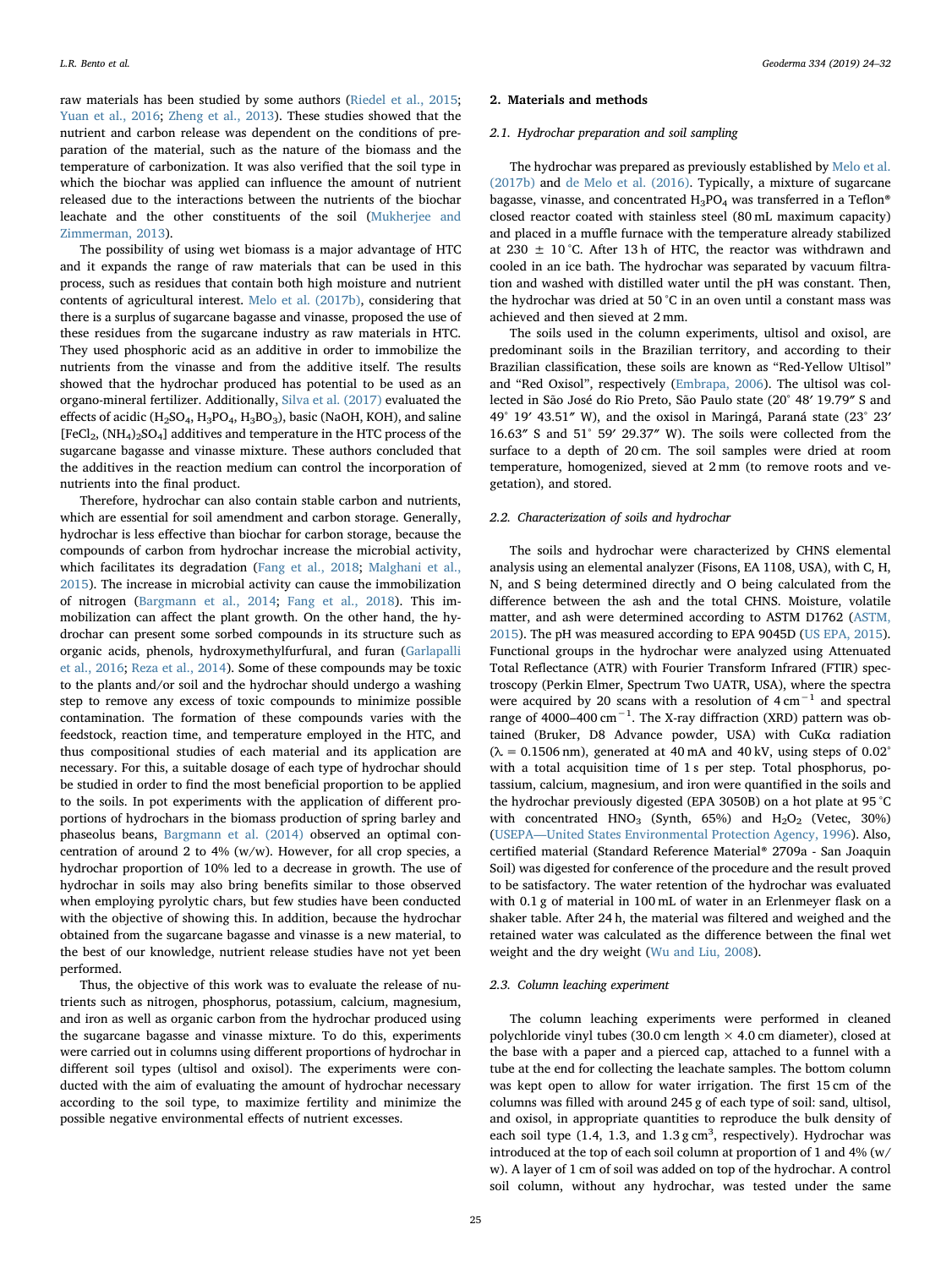raw materials has been studied by some authors (Riedel et al., 2015; Yuan et al., 2016; Zheng et al., 2013). These studies showed that the nutrient and carbon release was dependent on the conditions of preparation of the material, such as the nature of the biomass and the temperature of carbonization. It was also verified that the soil type in which the biochar was applied can influence the amount of nutrient released due to the interactions between the nutrients of the biochar leachate and the other constituents of the soil (Mukherjee and Zimmerman, 2013).

The possibility of using wet biomass is a major advantage of HTC and it expands the range of raw materials that can be used in this process, such as residues that contain both high moisture and nutrient contents of agricultural interest. Melo et al. (2017b), considering that there is a surplus of sugarcane bagasse and vinasse, proposed the use of these residues from the sugarcane industry as raw materials in HTC. They used phosphoric acid as an additive in order to immobilize the nutrients from the vinasse and from the additive itself. The results showed that the hydrochar produced has potential to be used as an organo-mineral fertilizer. Additionally, Silva et al. (2017) evaluated the effects of acidic ($H_2SO_4$, $H_3PO_4$, $H_3BO_3$), basic (NaOH, KOH), and saline [$FeCl_2$, $(NH_4)_2SO_4$] additives and temperature in the HTC process of the sugarcane bagasse and vinasse mixture. These authors concluded that the additives in the reaction medium can control the incorporation of nutrients into the final product.

Therefore, hydrochar can also contain stable carbon and nutrients, which are essential for soil amendment and carbon storage. Generally, hydrochar is less effective than biochar for carbon storage, because the compounds of carbon from hydrochar increase the microbial activity, which facilitates its degradation (Fang et al., 2018; Malghani et al., 2015). The increase in microbial activity can cause the immobilization of nitrogen (Bargmann et al., 2014; Fang et al., 2018). This immobilization can affect the plant growth. On the other hand, the hydrochar can present some sorbed compounds in its structure such as organic acids, phenols, hydroxymethylfurfural, and furan (Garlapalli et al., 2016; Reza et al., 2014). Some of these compounds may be toxic to the plants and/or soil and the hydrochar should undergo a washing step to remove any excess of toxic compounds to minimize possible contamination. The formation of these compounds varies with the feedstock, reaction time, and temperature employed in the HTC, and thus compositional studies of each material and its application are necessary. For this, a suitable dosage of each type of hydrochar should be studied in order to find the most beneficial proportion to be applied to the soils. In pot experiments with the application of different proportions of hydrochars in the biomass production of spring barley and phaseolus beans, Bargmann et al. (2014) observed an optimal concentration of around 2 to 4% (w/w). However, for all crop species, a hydrochar proportion of 10% led to a decrease in growth. The use of hydrochar in soils may also bring benefits similar to those observed when employing pyrolytic chars, but few studies have been conducted with the objective of showing this. In addition, because the hydrochar obtained from the sugarcane bagasse and vinasse is a new material, to the best of our knowledge, nutrient release studies have not yet been performed.

Thus, the objective of this work was to evaluate the release of nutrients such as nitrogen, phosphorus, potassium, calcium, magnesium, and iron as well as organic carbon from the hydrochar produced using the sugarcane bagasse and vinasse mixture. To do this, experiments were carried out in columns using different proportions of hydrochar in different soil types (ultisol and oxisol). The experiments were conducted with the aim of evaluating the amount of hydrochar necessary according to the soil type, to maximize fertility and minimize the possible negative environmental effects of nutrient excesses.

## 2. Materials and methods

### 2.1. Hydrochar preparation and soil sampling

The hydrochar was prepared as previously established by Melo et al. (2017b) and de Melo et al. (2016). Typically, a mixture of sugarcane bagasse, vinasse, and concentrated $H_3PO_4$ was transferred in a Teflon® closed reactor coated with stainless steel (80 mL maximum capacity) and placed in a muffle furnace with the temperature already stabilized at 230 ± 10 °C. After 13 h of HTC, the reactor was withdrawn and cooled in an ice bath. The hydrochar was separated by vacuum filtration and washed with distilled water until the pH was constant. Then, the hydrochar was dried at 50 °C in an oven until a constant mass was achieved and then sieved at 2 mm.

The soils used in the column experiments, ultisol and oxisol, are predominant soils in the Brazilian territory, and according to their Brazilian classification, these soils are known as "Red-Yellow Ultisol" and "Red Oxisol", respectively (Embrapa, 2006). The ultisol was collected in São José do Rio Preto, São Paulo state (20° 48′ 19.79″ S and 49° 19′ 43.51″ W), and the oxisol in Maringá, Paraná state (23° 23′ 16.63″ S and 51° 59′ 29.37″ W). The soils were collected from the surface to a depth of 20 cm. The soil samples were dried at room temperature, homogenized, sieved at 2 mm (to remove roots and vegetation), and stored.

### 2.2. Characterization of soils and hydrochar

The soils and hydrochar were characterized by CHNS elemental analysis using an elemental analyzer (Fisons, EA 1108, USA), with C, H, N, and S being determined directly and O being calculated from the difference between the ash and the total CHNS. Moisture, volatile matter, and ash were determined according to ASTM D1762 (ASTM, 2015). The pH was measured according to EPA 9045D (US EPA, 2015). Functional groups in the hydrochar were analyzed using Attenuated Total Reflectance (ATR) with Fourier Transform Infrared (FTIR) spectroscopy (Perkin Elmer, Spectrum Two UATR, USA), where the spectra were acquired by 20 scans with a resolution of 4 $cm^{-1}$ and spectral range of 4000–400 $cm^{-1}$. The X-ray diffraction (XRD) pattern was obtained (Bruker, D8 Advance powder, USA) with CuKα radiation (λ = 0.1506 nm), generated at 40 mA and 40 kV, using steps of 0.02° with a total acquisition time of 1 s per step. Total phosphorus, potassium, calcium, magnesium, and iron were quantified in the soils and the hydrochar previously digested (EPA 3050B) on a hot plate at 95 °C with concentrated $HNO_3$ (Synth, 65%) and $H_2O_2$ (Vetec, 30%) (USEPA—United States Environmental Protection Agency, 1996). Also, certified material (Standard Reference Material® 2709a - San Joaquin Soil) was digested for conference of the procedure and the result proved to be satisfactory. The water retention of the hydrochar was evaluated with 0.1 g of material in 100 mL of water in an Erlenmeyer flask on a shaker table. After 24 h, the material was filtered and weighed and the retained water was calculated as the difference between the final wet weight and the dry weight (Wu and Liu, 2008).

### 2.3. Column leaching experiment

The column leaching experiments were performed in cleaned polychloride vinyl tubes (30.0 cm length × 4.0 cm diameter), closed at the base with a paper and a pierced cap, attached to a funnel with a tube at the end for collecting the leachate samples. The bottom column was kept open to allow for water irrigation. The first 15 cm of the columns was filled with around 245 g of each type of soil: sand, ultisol, and oxisol, in appropriate quantities to reproduce the bulk density of each soil type (1.4, 1.3, and 1.3 g $cm^3$, respectively). Hydrochar was introduced at the top of each soil column at proportion of 1 and 4% (w/w). A layer of 1 cm of soil was added on top of the hydrochar. A control soil column, without any hydrochar, was tested under the same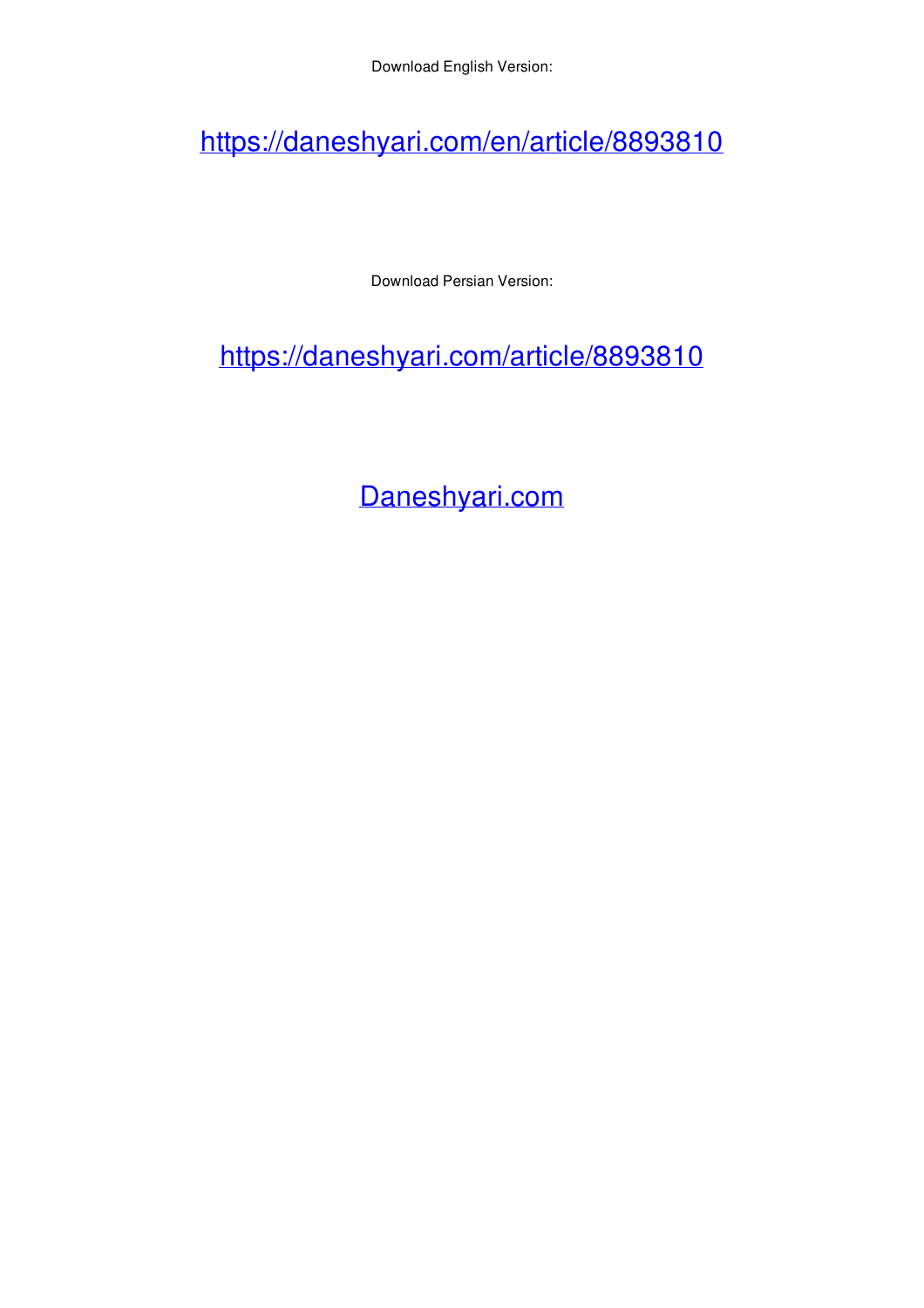Download English Version:

https://daneshyari.com/en/article/8893810

Download Persian Version:

https://daneshyari.com/article/8893810

Daneshyari.com